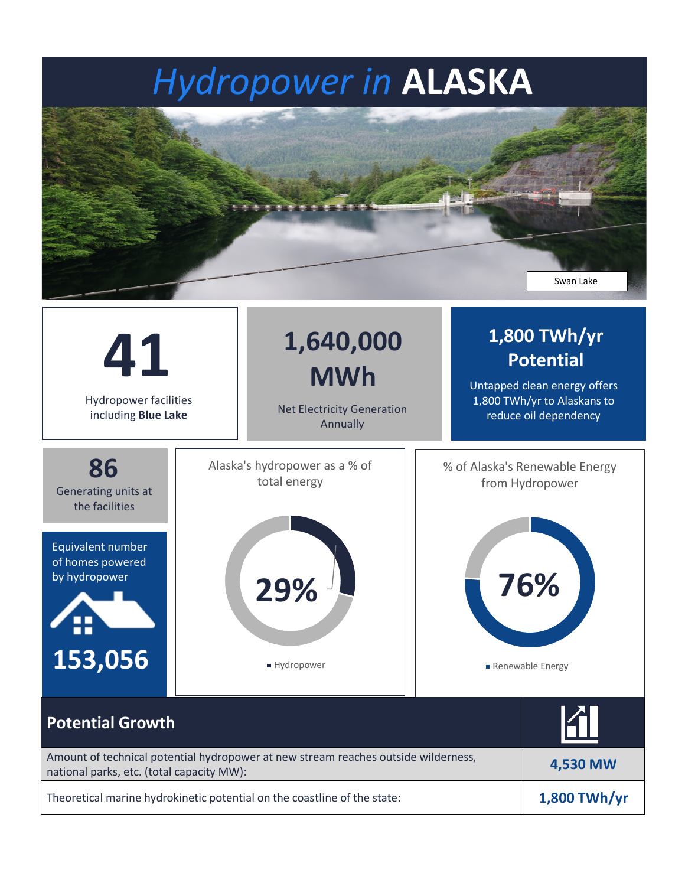# *Hydropower in* **ALASKA**

Swan Lake

**41**

Hydropower facilities including **Blue Lake**

**1,640,000 MWh**

Net Electricity Generation Annually

**1,800 TWh/yr Potential**

Untapped clean energy offers 1,800 TWh/yr to Alaskans to reduce oil dependency

**86**

Generating units at the facilities

Equivalent number of homes powered by hydropower

**153,056**

Alaska's hydropower as a % of total energy

**29%**

Hydropower

% of Alaska's Renewable Energy from Hydropower

**76%**

Renewable Energy

## Potential Growth

| Potential Growth | |
|---|---|
| Amount of technical potential hydropower at new stream reaches outside wilderness, national parks, etc. (total capacity MW): | **4,530 MW** |
| Theoretical marine hydrokinetic potential on the coastline of the state: | **1,800 TWh/yr** |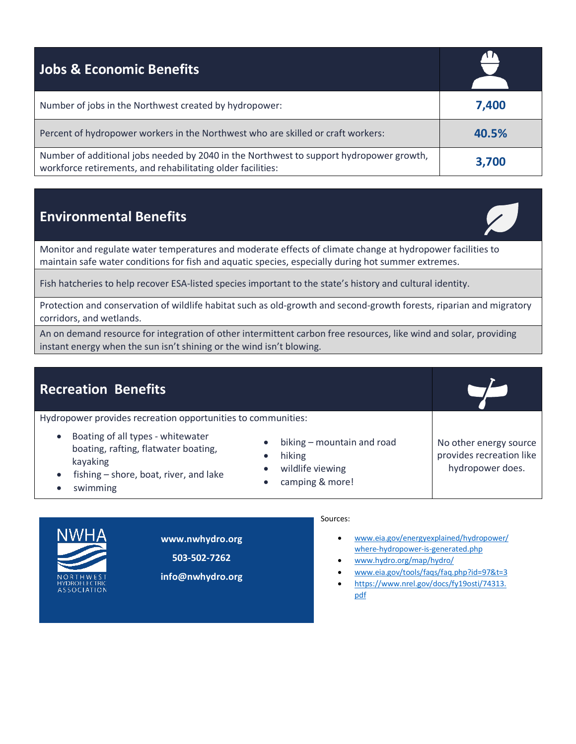## Jobs & Economic Benefits

| | |
|---|---|
| Number of jobs in the Northwest created by hydropower: | **7,400** |
| Percent of hydropower workers in the Northwest who are skilled or craft workers: | **40.5%** |
| Number of additional jobs needed by 2040 in the Northwest to support hydropower growth, workforce retirements, and rehabilitating older facilities: | **3,700** |

## Environmental Benefits

Monitor and regulate water temperatures and moderate effects of climate change at hydropower facilities to maintain safe water conditions for fish and aquatic species, especially during hot summer extremes.

Fish hatcheries to help recover ESA-listed species important to the state's history and cultural identity.

Protection and conservation of wildlife habitat such as old-growth and second-growth forests, riparian and migratory corridors, and wetlands.

An on demand resource for integration of other intermittent carbon free resources, like wind and solar, providing instant energy when the sun isn't shining or the wind isn't blowing.

## Recreation Benefits

Hydropower provides recreation opportunities to communities:

- Boating of all types - whitewater boating, rafting, flatwater boating, kayaking
- fishing – shore, boat, river, and lake
- swimming
- biking – mountain and road
- hiking
- wildlife viewing
- camping & more!

No other energy source provides recreation like hydropower does.

NWHA
NORTHWEST HYDROELECTRIC ASSOCIATION

**www.nwhydro.org**

**503-502-7262**

**info@nwhydro.org**

Sources:

- www.eia.gov/energyexplained/hydropower/where-hydropower-is-generated.php
- www.hydro.org/map/hydro/
- www.eia.gov/tools/faqs/faq.php?id=97&t=3
- https://www.nrel.gov/docs/fy19osti/74313.pdf